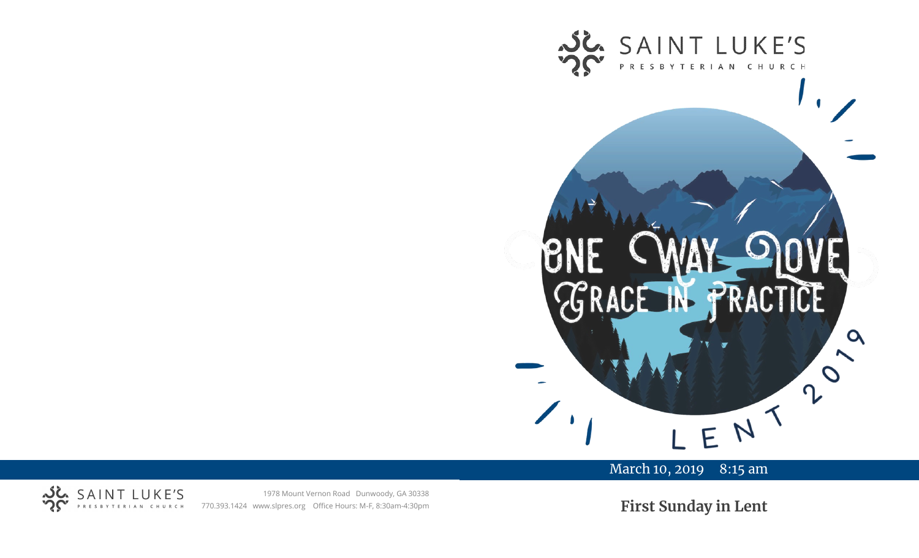SAINT LUKE'S PRESBYTERIAN CHURCH

# ONE WAY LOVE GRACE IN PRACTICE

LENT 2019

March 10, 2019 8:15 am

## First Sunday in Lent

SAINT LUKE'S PRESBYTERIAN CHURCH

1978 Mount Vernon Road Dunwoody, GA 30338
770.393.1424 www.slpres.org Office Hours: M-F, 8:30am-4:30pm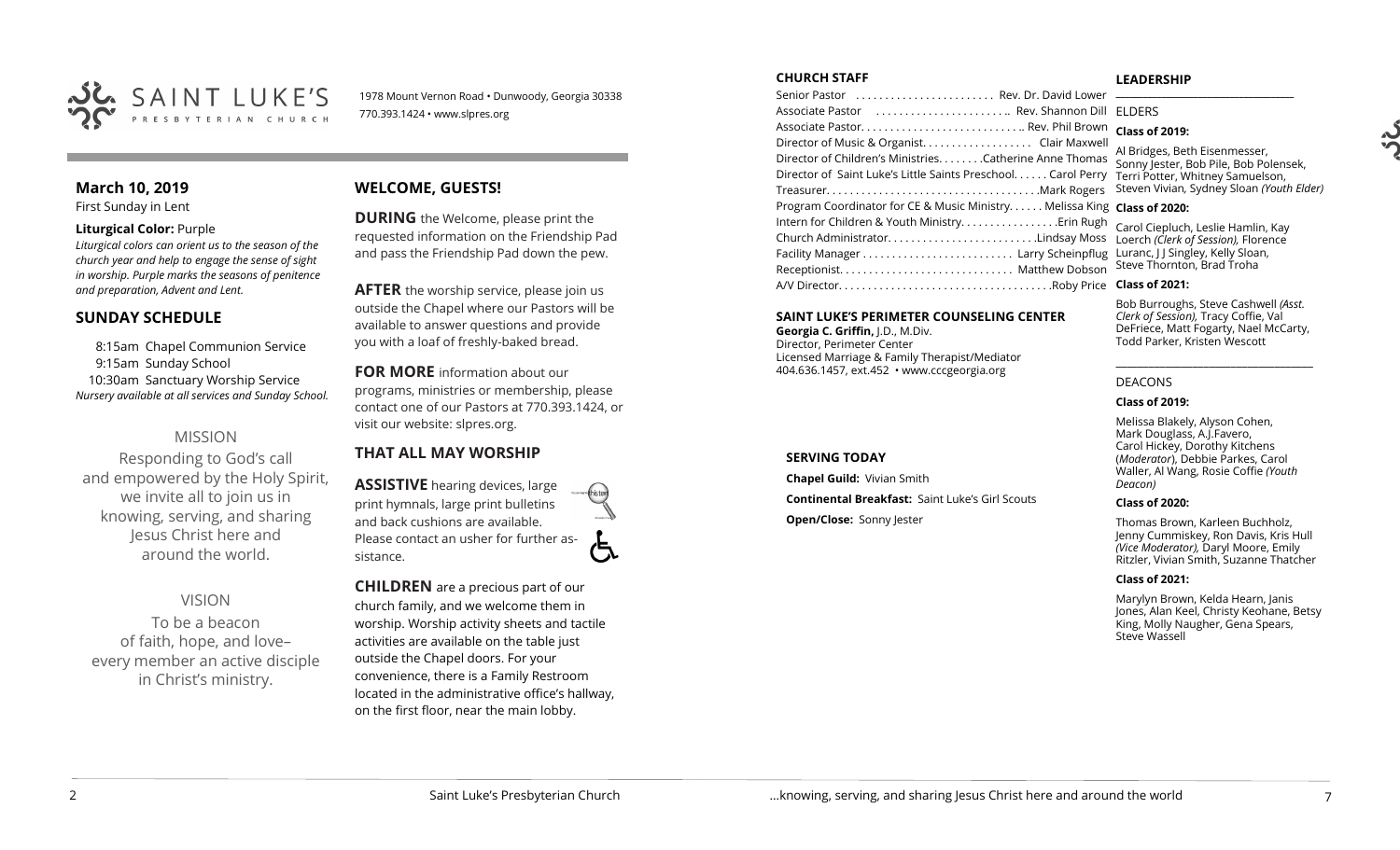SAINT LUKE'S PRESBYTERIAN CHURCH

1978 Mount Vernon Road • Dunwoody, Georgia 30338
770.393.1424 • www.slpres.org

## March 10, 2019

First Sunday in Lent

**Liturgical Color:** Purple

*Liturgical colors can orient us to the season of the church year and help to engage the sense of sight in worship. Purple marks the seasons of penitence and preparation, Advent and Lent.*

## SUNDAY SCHEDULE

8:15am Chapel Communion Service
9:15am Sunday School
10:30am Sanctuary Worship Service
*Nursery available at all services and Sunday School.*

### MISSION

Responding to God's call and empowered by the Holy Spirit, we invite all to join us in knowing, serving, and sharing Jesus Christ here and around the world.

### VISION

To be a beacon of faith, hope, and love– every member an active disciple in Christ's ministry.

## WELCOME, GUESTS!

**DURING** the Welcome, please print the requested information on the Friendship Pad and pass the Friendship Pad down the pew.

**AFTER** the worship service, please join us outside the Chapel where our Pastors will be available to answer questions and provide you with a loaf of freshly-baked bread.

**FOR MORE** information about our programs, ministries or membership, please contact one of our Pastors at 770.393.1424, or visit our website: slpres.org.

## THAT ALL MAY WORSHIP

**ASSISTIVE** hearing devices, large print hymnals, large print bulletins and back cushions are available. Please contact an usher for further assistance.

**CHILDREN** are a precious part of our church family, and we welcome them in worship. Worship activity sheets and tactile activities are available on the table just outside the Chapel doors. For your convenience, there is a Family Restroom located in the administrative office's hallway, on the first floor, near the main lobby.

## CHURCH STAFF

Senior Pastor ........................ Rev. Dr. David Lower
Associate Pastor ........................ Rev. Shannon Dill
Associate Pastor............................ Rev. Phil Brown
Director of Music & Organist.................. Clair Maxwell
Director of Children's Ministries........Catherine Anne Thomas
Director of Saint Luke's Little Saints Preschool...... Carol Perry
Treasurer.....................................Mark Rogers
Program Coordinator for CE & Music Ministry...... Melissa King
Intern for Children & Youth Ministry.................Erin Rugh
Church Administrator..........................Lindsay Moss
Facility Manager .......................... Larry Scheinpflug
Receptionist............................. Matthew Dobson
A/V Director....................................Roby Price

## SAINT LUKE'S PERIMETER COUNSELING CENTER

**Georgia C. Griffin,** J.D., M.Div.
Director, Perimeter Center
Licensed Marriage & Family Therapist/Mediator
404.636.1457, ext.452 • www.cccgeorgia.org

## SERVING TODAY

**Chapel Guild:** Vivian Smith

**Continental Breakfast:** Saint Luke's Girl Scouts

**Open/Close:** Sonny Jester

## LEADERSHIP

ELDERS

**Class of 2019:**

Al Bridges, Beth Eisenmesser, Sonny Jester, Bob Pile, Bob Polensek, Terri Potter, Whitney Samuelson, Steven Vivian, Sydney Sloan *(Youth Elder)*

**Class of 2020:**

Carol Ciepluch, Leslie Hamlin, Kay Loerch *(Clerk of Session),* Florence Luranc, J J Singley, Kelly Sloan, Steve Thornton, Brad Troha

**Class of 2021:**

Bob Burroughs, Steve Cashwell *(Asst. Clerk of Session),* Tracy Coffie, Val DeFriece, Matt Fogarty, Nael McCarty, Todd Parker, Kristen Wescott

DEACONS

**Class of 2019:**

Melissa Blakely, Alyson Cohen, Mark Douglass, A.J.Favero, Carol Hickey, Dorothy Kitchens (*Moderator*), Debbie Parkes, Carol Waller, Al Wang, Rosie Coffie *(Youth Deacon)*

**Class of 2020:**

Thomas Brown, Karleen Buchholz, Jenny Cummiskey, Ron Davis, Kris Hull *(Vice Moderator),* Daryl Moore, Emily Ritzler, Vivian Smith, Suzanne Thatcher

**Class of 2021:**

Marylyn Brown, Kelda Hearn, Janis Jones, Alan Keel, Christy Keohane, Betsy King, Molly Naugher, Gena Spears, Steve Wassell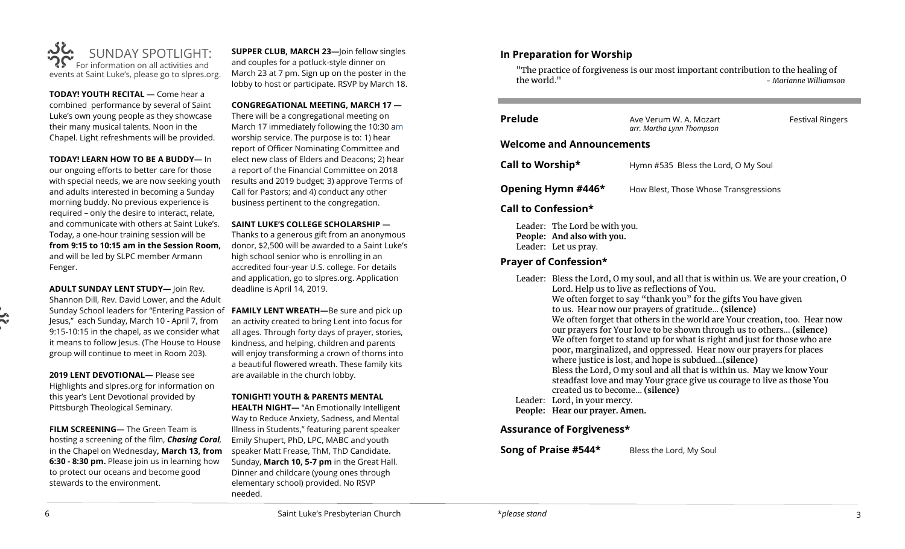## SUNDAY SPOTLIGHT:

For information on all activities and events at Saint Luke's, please go to slpres.org.

**TODAY! YOUTH RECITAL —** Come hear a combined performance by several of Saint Luke's own young people as they showcase their many musical talents. Noon in the Chapel. Light refreshments will be provided.

**TODAY! LEARN HOW TO BE A BUDDY—** In our ongoing efforts to better care for those with special needs, we are now seeking youth and adults interested in becoming a Sunday morning buddy. No previous experience is required – only the desire to interact, relate, and communicate with others at Saint Luke's. Today, a one-hour training session will be **from 9:15 to 10:15 am in the Session Room,** and will be led by SLPC member Armann Fenger.

**ADULT SUNDAY LENT STUDY—** Join Rev. Shannon Dill, Rev. David Lower, and the Adult Sunday School leaders for "Entering Passion of Jesus," each Sunday, March 10 - April 7, from 9:15-10:15 in the chapel, as we consider what it means to follow Jesus. (The House to House group will continue to meet in Room 203).

**2019 LENT DEVOTIONAL—** Please see Highlights and slpres.org for information on this year's Lent Devotional provided by Pittsburgh Theological Seminary.

**FILM SCREENING—** The Green Team is hosting a screening of the film, ***Chasing Coral***, in the Chapel on Wednesday**, March 13, from 6:30 - 8:30 pm.** Please join us in learning how to protect our oceans and become good stewards to the environment.

**SUPPER CLUB, MARCH 23—**Join fellow singles and couples for a potluck-style dinner on March 23 at 7 pm. Sign up on the poster in the lobby to host or participate. RSVP by March 18.

**CONGREGATIONAL MEETING, MARCH 17 —** There will be a congregational meeting on March 17 immediately following the 10:30 am worship service. The purpose is to: 1) hear report of Officer Nominating Committee and elect new class of Elders and Deacons; 2) hear a report of the Financial Committee on 2018 results and 2019 budget; 3) approve Terms of Call for Pastors; and 4) conduct any other business pertinent to the congregation.

**SAINT LUKE'S COLLEGE SCHOLARSHIP —** Thanks to a generous gift from an anonymous donor, $2,500 will be awarded to a Saint Luke's high school senior who is enrolling in an accredited four-year U.S. college. For details and application, go to slpres.org. Application deadline is April 14, 2019.

**FAMILY LENT WREATH—**Be sure and pick up an activity created to bring Lent into focus for all ages. Through forty days of prayer, stories, kindness, and helping, children and parents will enjoy transforming a crown of thorns into a beautiful flowered wreath. These family kits are available in the church lobby.

**TONIGHT! YOUTH & PARENTS MENTAL HEALTH NIGHT—** "An Emotionally Intelligent Way to Reduce Anxiety, Sadness, and Mental Illness in Students," featuring parent speaker Emily Shupert, PhD, LPC, MABC and youth speaker Matt Frease, ThM, ThD Candidate. Sunday, **March 10, 5-7 pm** in the Great Hall. Dinner and childcare (young ones through elementary school) provided. No RSVP needed.

### In Preparation for Worship

"The practice of forgiveness is our most important contribution to the healing of the world." *- Marianne Williamson*

---

**Prelude** — Ave Verum W. A. Mozart *arr. Martha Lynn Thompson* — Festival Ringers

**Welcome and Announcements**

**Call to Worship\*** — Hymn #535 Bless the Lord, O My Soul

**Opening Hymn #446\*** — How Blest, Those Whose Transgressions

**Call to Confession\***

Leader: The Lord be with you.
**People: And also with you.**
Leader: Let us pray.

**Prayer of Confession\***

Leader: Bless the Lord, O my soul, and all that is within us. We are your creation, O Lord. Help us to live as reflections of You.
We often forget to say "thank you" for the gifts You have given to us. Hear now our prayers of gratitude… **(silence)**
We often forget that others in the world are Your creation, too. Hear now our prayers for Your love to be shown through us to others… **(silence)**
We often forget to stand up for what is right and just for those who are poor, marginalized, and oppressed. Hear now our prayers for places where justice is lost, and hope is subdued…**(silence)**
Bless the Lord, O my soul and all that is within us. May we know Your steadfast love and may Your grace give us courage to live as those You created us to become… **(silence)**
Leader: Lord, in your mercy.
**People: Hear our prayer. Amen.**

**Assurance of Forgiveness\***

**Song of Praise #544\*** — Bless the Lord, My Soul

*\*please stand*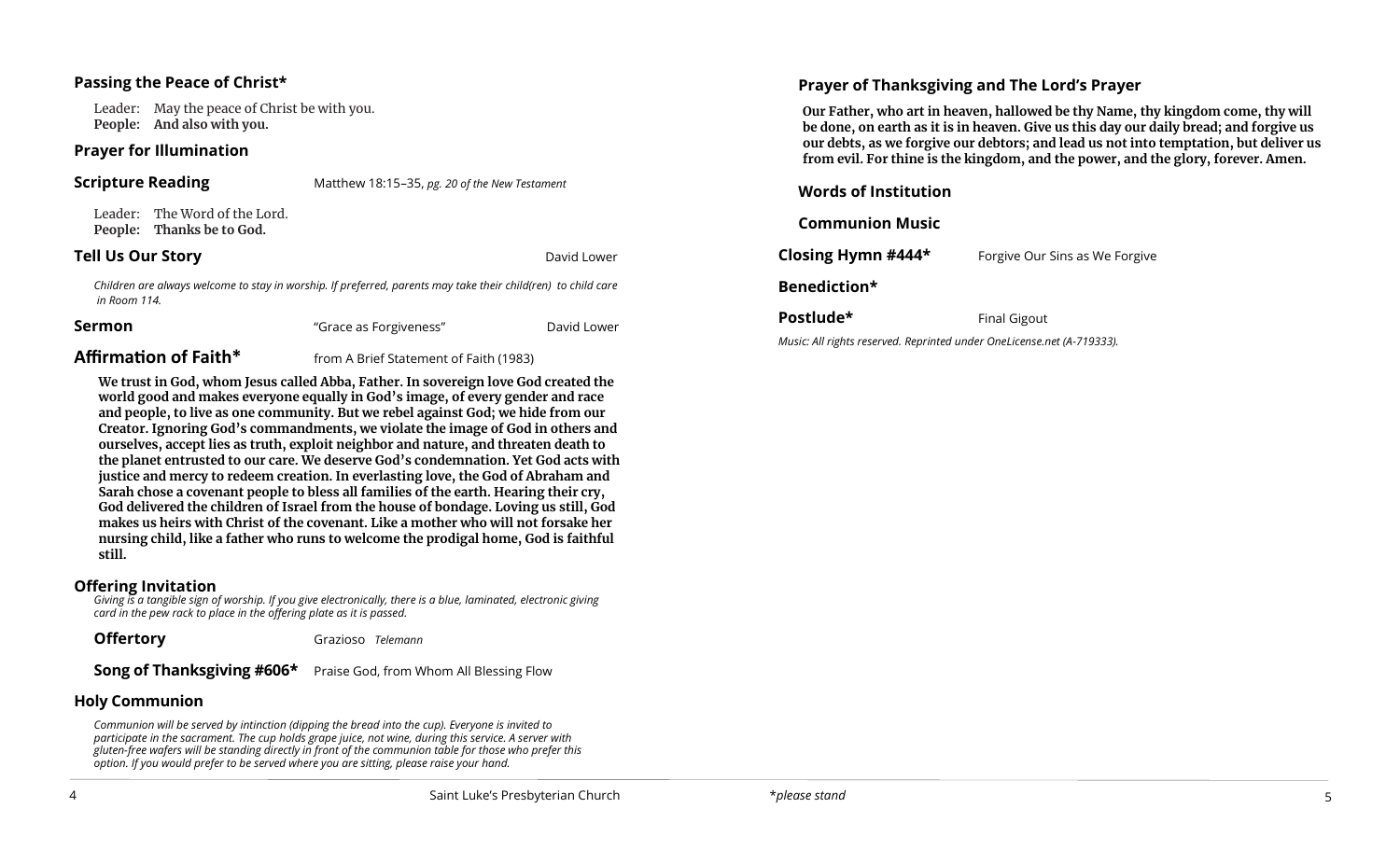### Passing the Peace of Christ*

Leader: May the peace of Christ be with you.
**People: And also with you.**

### Prayer for Illumination

### Scripture Reading

Matthew 18:15–35, *pg. 20 of the New Testament*

Leader: The Word of the Lord.
**People: Thanks be to God.**

### Tell Us Our Story

David Lower

*Children are always welcome to stay in worship. If preferred, parents may take their child(ren) to child care in Room 114.*

### Sermon

"Grace as Forgiveness" — David Lower

### Affirmation of Faith*

from A Brief Statement of Faith (1983)

**We trust in God, whom Jesus called Abba, Father. In sovereign love God created the world good and makes everyone equally in God's image, of every gender and race and people, to live as one community. But we rebel against God; we hide from our Creator. Ignoring God's commandments, we violate the image of God in others and ourselves, accept lies as truth, exploit neighbor and nature, and threaten death to the planet entrusted to our care. We deserve God's condemnation. Yet God acts with justice and mercy to redeem creation. In everlasting love, the God of Abraham and Sarah chose a covenant people to bless all families of the earth. Hearing their cry, God delivered the children of Israel from the house of bondage. Loving us still, God makes us heirs with Christ of the covenant. Like a mother who will not forsake her nursing child, like a father who runs to welcome the prodigal home, God is faithful still.**

### Offering Invitation

*Giving is a tangible sign of worship. If you give electronically, there is a blue, laminated, electronic giving card in the pew rack to place in the offering plate as it is passed.*

**Offertory** — Grazioso *Telemann*

**Song of Thanksgiving #606*** — Praise God, from Whom All Blessing Flow

### Holy Communion

*Communion will be served by intinction (dipping the bread into the cup). Everyone is invited to participate in the sacrament. The cup holds grape juice, not wine, during this service. A server with gluten-free wafers will be standing directly in front of the communion table for those who prefer this option. If you would prefer to be served where you are sitting, please raise your hand.*

### Prayer of Thanksgiving and The Lord's Prayer

**Our Father, who art in heaven, hallowed be thy Name, thy kingdom come, thy will be done, on earth as it is in heaven. Give us this day our daily bread; and forgive us our debts, as we forgive our debtors; and lead us not into temptation, but deliver us from evil. For thine is the kingdom, and the power, and the glory, forever. Amen.**

### Words of Institution

### Communion Music

### Closing Hymn #444*

Forgive Our Sins as We Forgive

### Benediction*

### Postlude*

Final Gigout

*Music: All rights reserved. Reprinted under OneLicense.net (A-719333).*

*\*please stand*